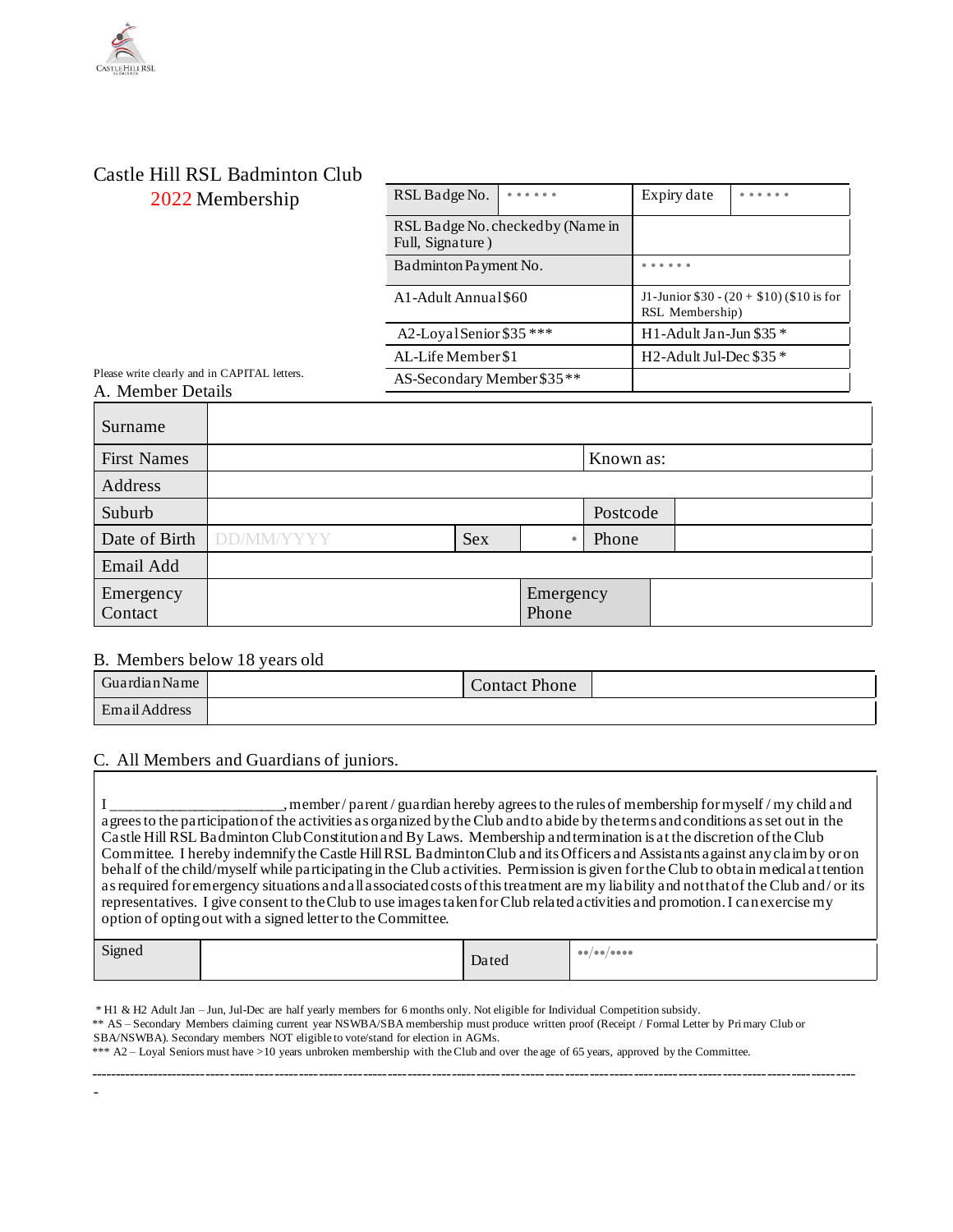Castle Hill RSL

# Castle Hill RSL Badminton Club
## 2022 Membership

| RSL Badge No. | •••••• | Expiry date | •••••• |
|---|---|---|---|
| RSL Badge No. checked by (Name in Full, Signature ) | | | |
| Badminton Payment No. | | •••••• | |
| A1-Adult Annual $60 | | J1-Junior $30 - (20 + $10) ($10 is for RSL Membership) | |
| A2-Loyal Senior $35 *** | | H1-Adult Jan-Jun $35 * | |
| AL-Life Member $1 | | H2-Adult Jul-Dec $35 * | |
| AS-Secondary Member $35 ** | | | |

Please write clearly and in CAPITAL letters.

### A. Member Details

| Surname | | | | | |
|---|---|---|---|---|---|
| First Names | | | | Known as: | |
| Address | | | | | |
| Suburb | | | | Postcode | |
| Date of Birth | DD/MM/YYYY | Sex | • | Phone | |
| Email Add | | | | | |
| Emergency Contact | | Emergency Phone | | | |

### B. Members below 18 years old

| Guardian Name | | Contact Phone | |
|---|---|---|---|
| Email Address | | | |

### C. All Members and Guardians of juniors.

I ______________________, member / parent / guardian hereby agrees to the rules of membership for myself / my child and agrees to the participation of the activities as organized by the Club and to abide by the terms and conditions as set out in the Castle Hill RSL Badminton Club Constitution and By Laws. Membership and termination is at the discretion of the Club Committee. I hereby indemnify the Castle Hill RSL Badminton Club and its Officers and Assistants against any claim by or on behalf of the child/myself while participating in the Club activities. Permission is given for the Club to obtain medical attention as required for emergency situations and all associated costs of this treatment are my liability and not that of the Club and/ or its representatives. I give consent to the Club to use images taken for Club related activities and promotion. I can exercise my option of opting out with a signed letter to the Committee.

| Signed | | Dated | ••/••/•••• |
|---|---|---|---|

* H1 & H2 Adult Jan – Jun, Jul-Dec are half yearly members for 6 months only. Not eligible for Individual Competition subsidy.

** AS – Secondary Members claiming current year NSWBA/SBA membership must produce written proof (Receipt / Formal Letter by Primary Club or SBA/NSWBA). Secondary members NOT eligible to vote/stand for election in AGMs.

*** A2 – Loyal Seniors must have >10 years unbroken membership with the Club and over the age of 65 years, approved by the Committee.

---

-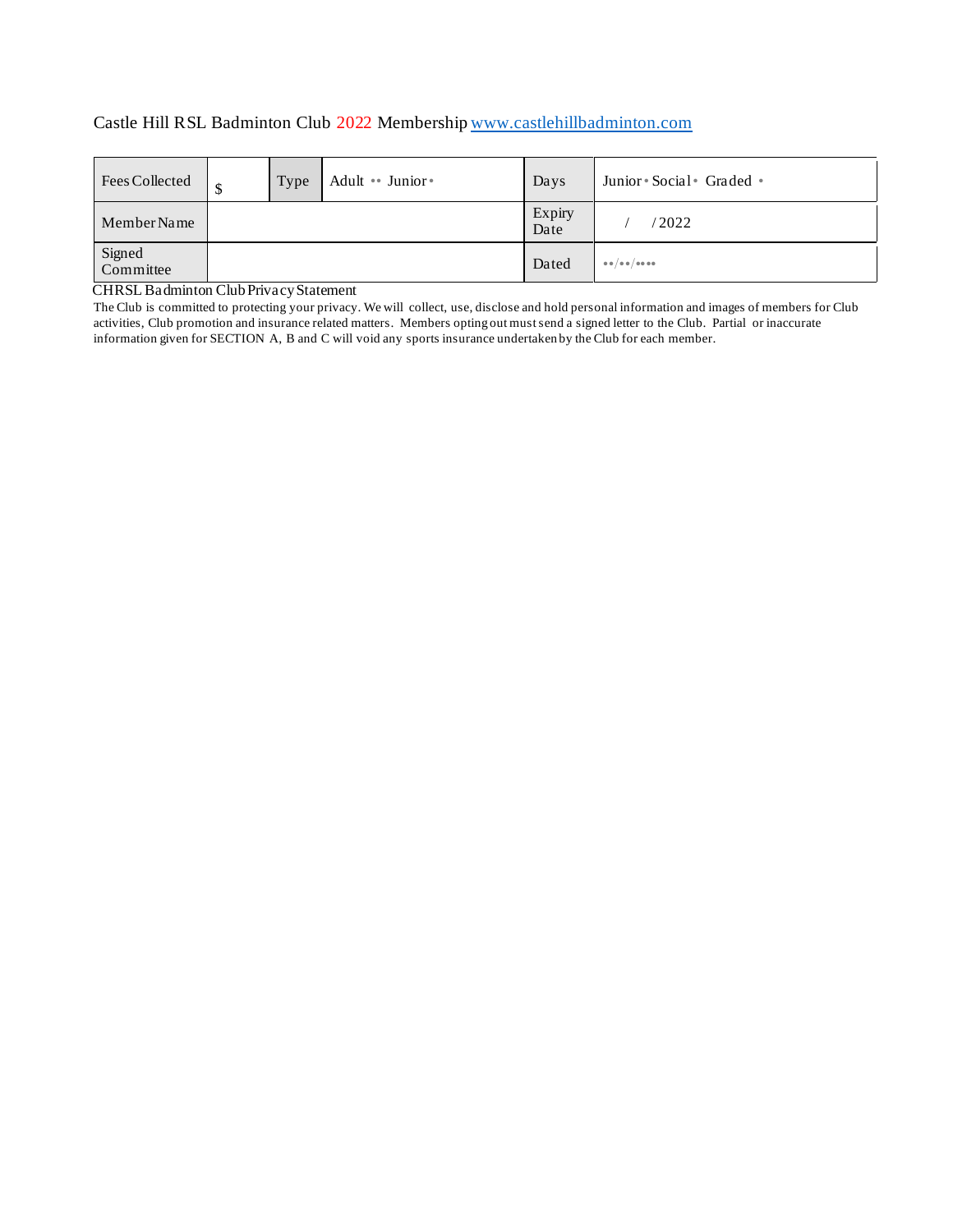Castle Hill RSL Badminton Club 2022 Membership [www.castlehillbadminton.com](http://www.castlehillbadminton.com)

| | | | | | |
|---|---|---|---|---|---|
| Fees Collected | $ | Type | Adult •• Junior • | Days | Junior • Social • Graded • |
| Member Name | | | | Expiry Date | / /2022 |
| Signed Committee | | | | Dated | ••/••/•••• |

CHRSL Badminton Club Privacy Statement

The Club is committed to protecting your privacy. We will collect, use, disclose and hold personal information and images of members for Club activities, Club promotion and insurance related matters. Members opting out must send a signed letter to the Club. Partial or inaccurate information given for SECTION A, B and C will void any sports insurance undertaken by the Club for each member.